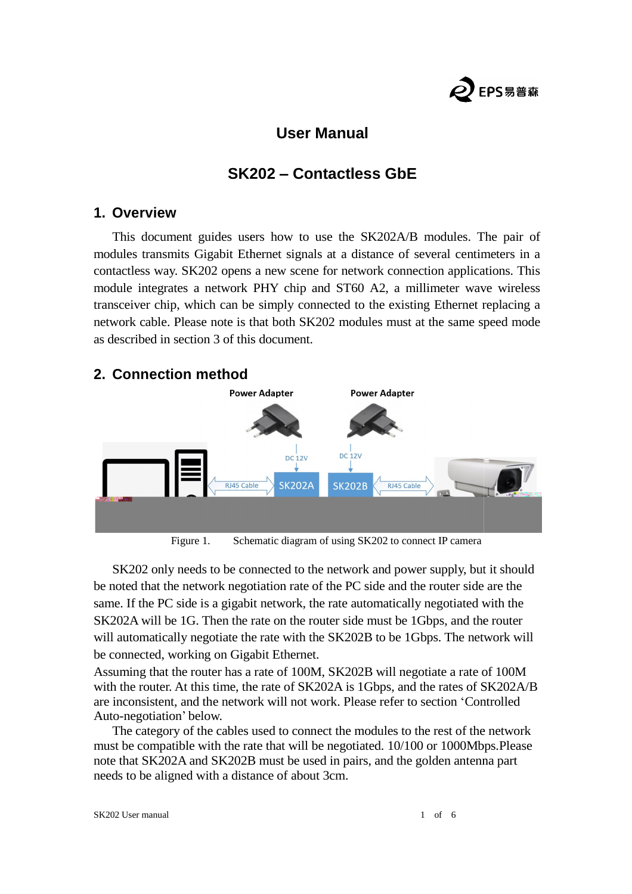# User Manual

# SK202 – Contactless GbE

## 1. Overview

This document guides users how to use the SK202A/B modules. The pair of modules transmits Gigabit Ethernet signals at a distance of several centimeters in a contactless way. SK202 opens a new scene for network connection applications. This module integrates a network PHY chip and ST60 A2, a millimeter wave wireless transceiver chip, which can be simply connected to the existing Ethernet replacing a network cable. Please note is that both SK202 modules must at the same speed mode as described in section 3 of this document.

## 2. Connection method

Figure 1. Schematic diagram of using SK202 to connect IP camera

SK202 only needs to be connected to the network and power supply, but it should be noted that the network negotiation rate of the PC side and the router side are the same. If the PC side is a gigabit network, the rate automatically negotiated with the SK202A will be 1G. Then the rate on the router side must be 1Gbps, and the router will automatically negotiate the rate with the SK202B to be 1Gbps. The network will be connected, working on Gigabit Ethernet.

Assuming that the router has a rate of 100M, SK202B will negotiate a rate of 100M with the router. At this time, the rate of SK202A is 1Gbps, and the rates of SK202A/B are inconsistent, and the network will not work. Please refer to section 'Controlled Auto-negotiation' below.

The category of the cables used to connect the modules to the rest of the network must be compatible with the rate that will be negotiated. 10/100 or 1000Mbps.Please note that SK202A and SK202B must be used in pairs, and the golden antenna part needs to be aligned with a distance of about 3cm.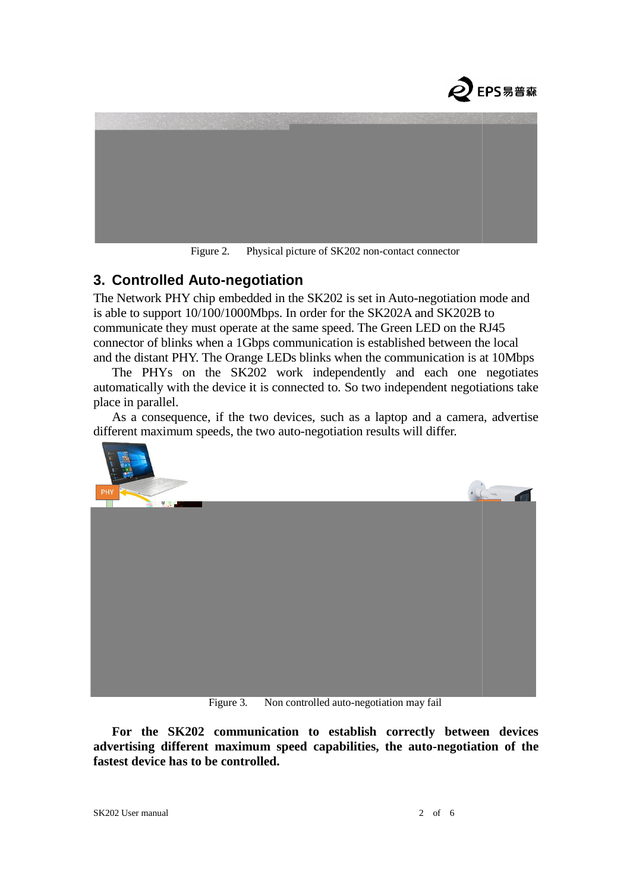Figure 2. Physical picture of SK202 non-contact connector

## 3. Controlled Auto-negotiation

The Network PHY chip embedded in the SK202 is set in Auto-negotiation mode and is able to support 10/100/1000Mbps. In order for the SK202A and SK202B to communicate they must operate at the same speed. The Green LED on the RJ45 connector of blinks when a 1Gbps communication is established between the local and the distant PHY. The Orange LEDs blinks when the communication is at 10Mbps

The PHYs on the SK202 work independently and each one negotiates automatically with the device it is connected to. So two independent negotiations take place in parallel.

As a consequence, if the two devices, such as a laptop and a camera, advertise different maximum speeds, the two auto-negotiation results will differ.

Figure 3. Non controlled auto-negotiation may fail

**For the SK202 communication to establish correctly between devices advertising different maximum speed capabilities, the auto-negotiation of the fastest device has to be controlled.**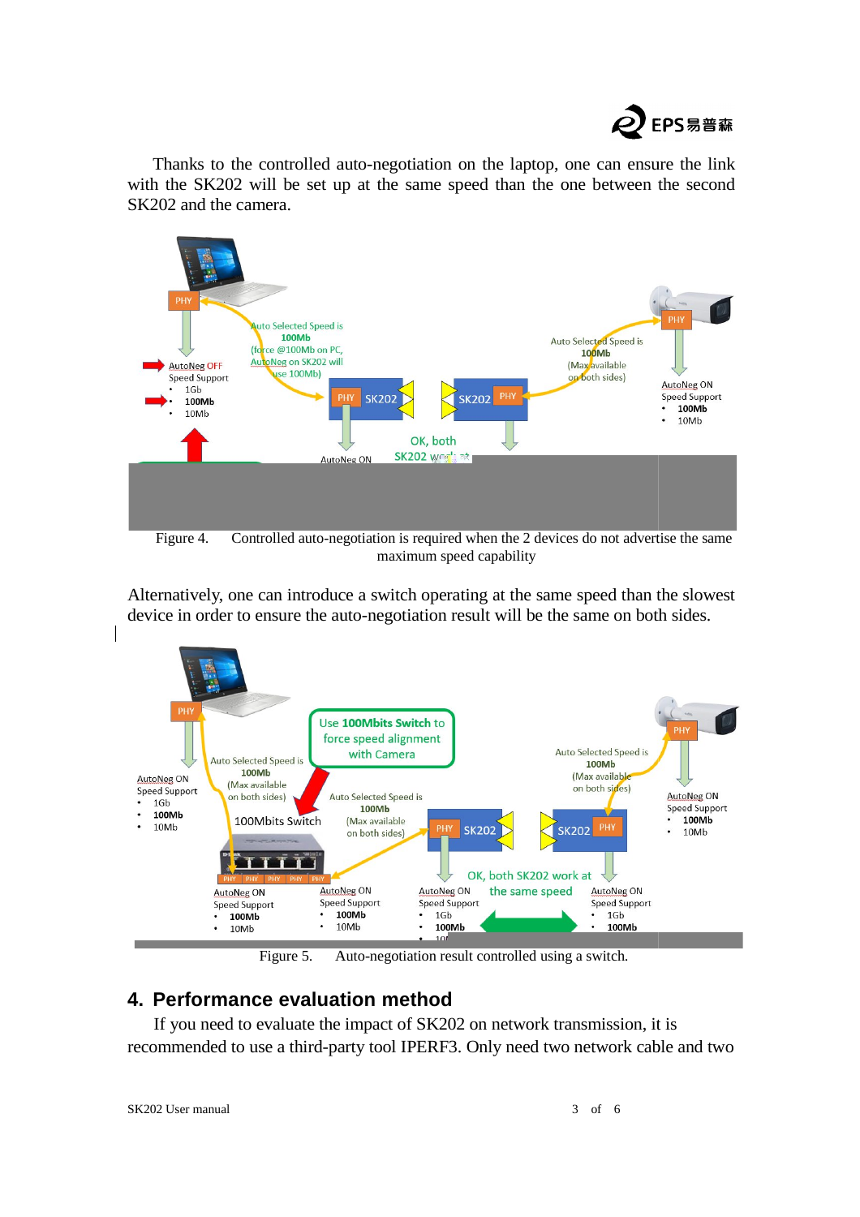Thanks to the controlled auto-negotiation on the laptop, one can ensure the link with the SK202 will be set up at the same speed than the one between the second SK202 and the camera.

Figure 4. Controlled auto-negotiation is required when the 2 devices do not advertise the same maximum speed capability

Alternatively, one can introduce a switch operating at the same speed than the slowest device in order to ensure the auto-negotiation result will be the same on both sides.

Figure 5. Auto-negotiation result controlled using a switch.

## 4. Performance evaluation method

If you need to evaluate the impact of SK202 on network transmission, it is recommended to use a third-party tool IPERF3. Only need two network cable and two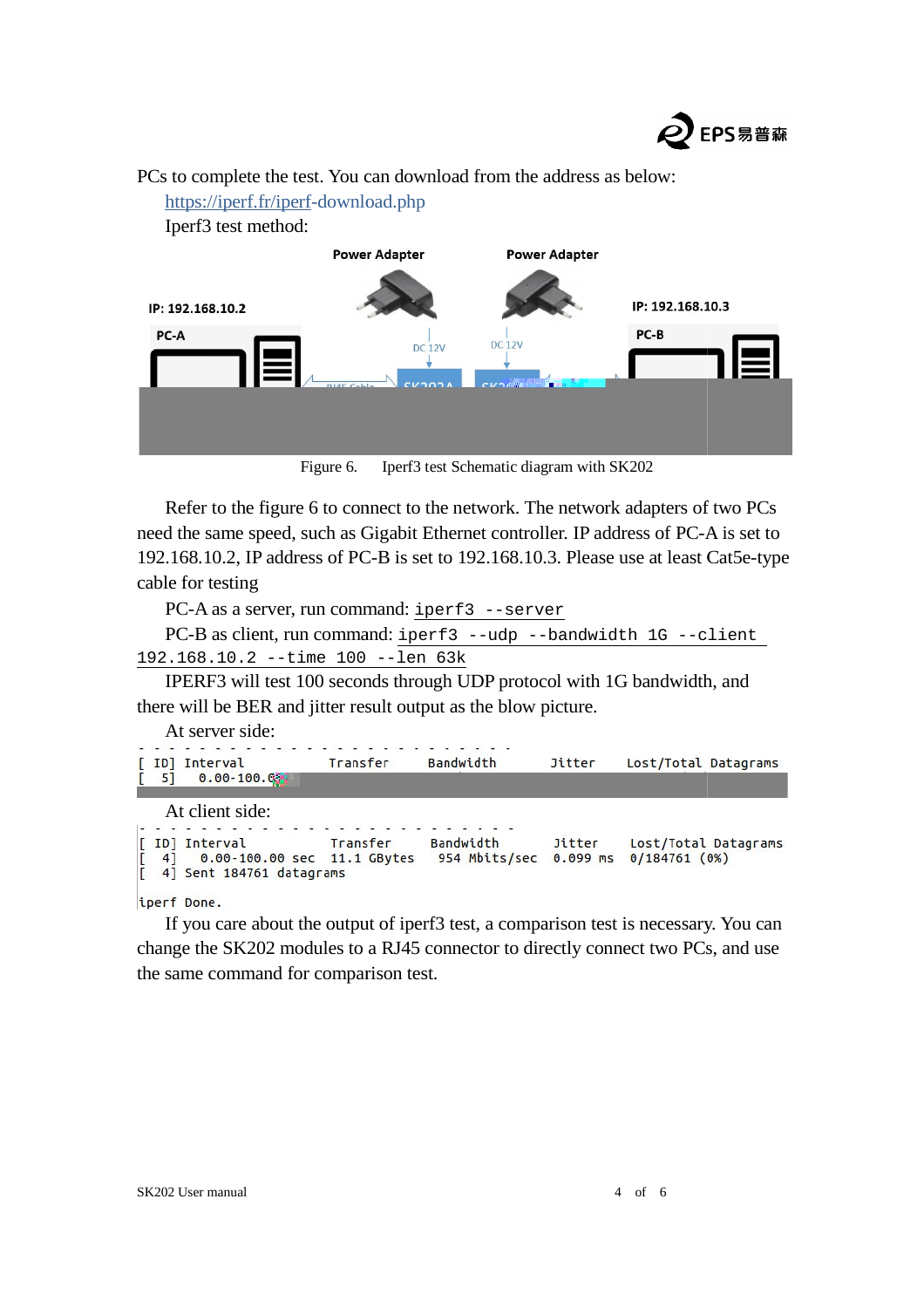PCs to complete the test. You can download from the address as below:

https://iperf.fr/iperf-download.php

Iperf3 test method:

Figure 6. Iperf3 test Schematic diagram with SK202

Refer to the figure 6 to connect to the network. The network adapters of two PCs need the same speed, such as Gigabit Ethernet controller. IP address of PC-A is set to 192.168.10.2, IP address of PC-B is set to 192.168.10.3. Please use at least Cat5e-type cable for testing

PC-A as a server, run command: `iperf3 --server`

PC-B as client, run command: `iperf3 --udp --bandwidth 1G --client 192.168.10.2 --time 100 --len 63k`

IPERF3 will test 100 seconds through UDP protocol with 1G bandwidth, and there will be BER and jitter result output as the blow picture.

At server side:

```
- - - - - - - - - - - - - - - - - - - - - - - - -
[ ID] Interval           Transfer     Bandwidth       Jitter    Lost/Total Datagrams
[  5]   0.00-100.0
```

At client side:

```
- - - - - - - - - - - - - - - - - - - - - - - - -
[ ID] Interval           Transfer     Bandwidth       Jitter    Lost/Total Datagrams
[  4]   0.00-100.00 sec  11.1 GBytes   954 Mbits/sec  0.099 ms  0/184761 (0%)
[  4] Sent 184761 datagrams

iperf Done.
```

If you care about the output of iperf3 test, a comparison test is necessary. You can change the SK202 modules to a RJ45 connector to directly connect two PCs, and use the same command for comparison test.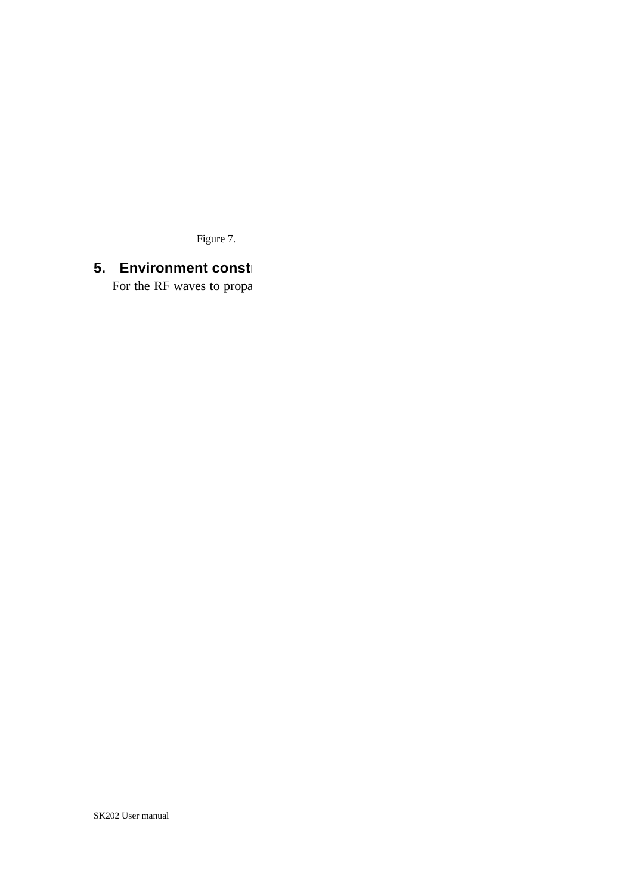Figure 7.

## 5. Environment const

For the RF waves to propa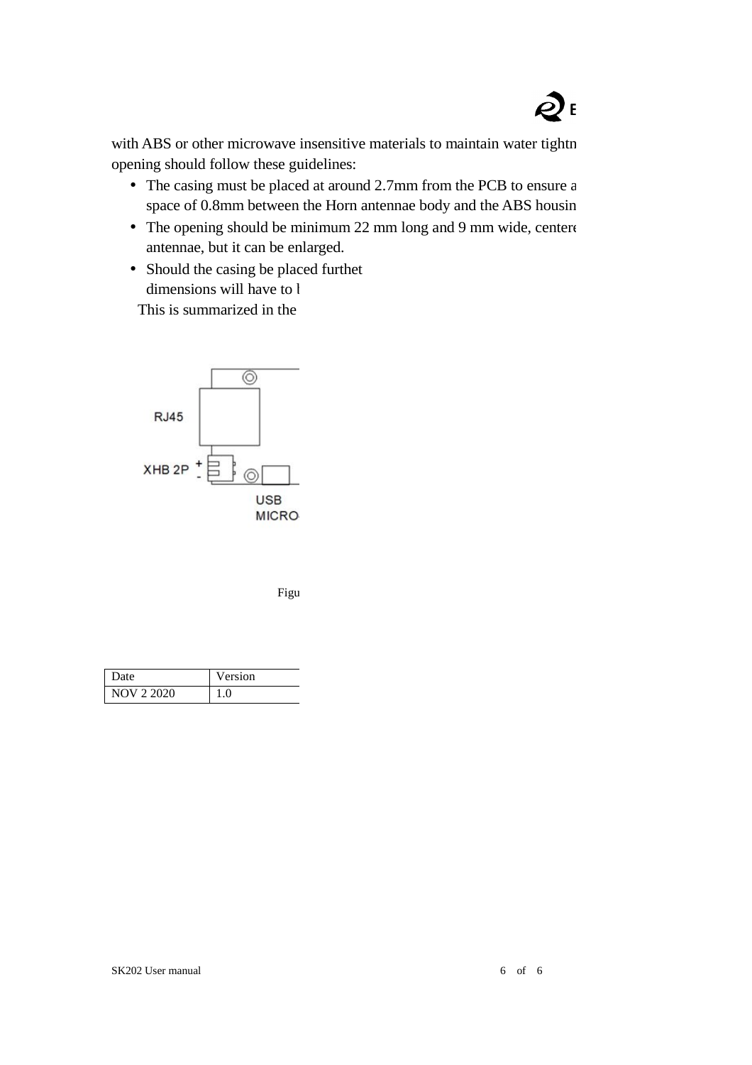with ABS or other microwave insensitive materials to maintain water tightn opening should follow these guidelines:

- The casing must be placed at around 2.7mm from the PCB to ensure a space of 0.8mm between the Horn antennae body and the ABS housin
- The opening should be minimum 22 mm long and 9 mm wide, centere antennae, but it can be enlarged.
- Should the casing be placed furthet dimensions will have to l

This is summarized in the

RJ45

XHB 2P + -

USB MICRO

Figu

| Date | Version |
| --- | --- |
| NOV 2 2020 | 1.0 |